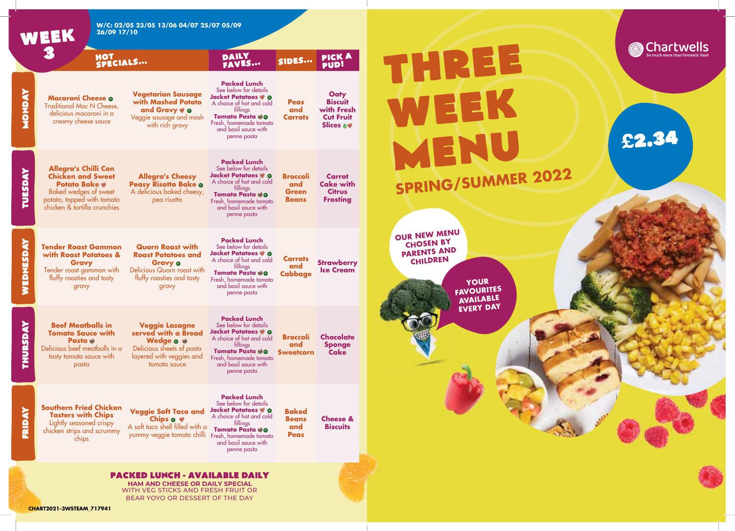# WEEK 3

W/C: 02/05 23/05 13/06 04/07 25/07 05/09 26/09 17/10

| | HOT SPECIALS... | | DAILY FAVES... | SIDES... | PICK A PUD! |
|---|---|---|---|---|---|
| MONDAY | **Macaroni Cheese** Traditional Mac N Cheese, delicious macaroni in a creamy cheese sauce | **Vegetarian Sausage with Mashed Potato and Gravy** Veggie sausage and mash with rich gravy | **Packed Lunch** See below for details **Jacket Potatoes** A choice of hot and cold fillings **Tomato Pasta** Fresh, homemade tomato and basil sauce with penne pasta | **Peas and Carrots** | **Oaty Biscuit with Fresh Cut Fruit Slices** |
| TUESDAY | **Allegra's Chilli Con Chicken and Sweet Potato Bake** Baked wedges of sweet potato, topped with tomato chicken & tortilla crunchies | **Allegra's Cheesy Peasy Risotto Bake** A delicious baked cheesy, pea risotto | **Packed Lunch** See below for details **Jacket Potatoes** A choice of hot and cold fillings **Tomato Pasta** Fresh, homemade tomato and basil sauce with penne pasta | **Broccoli and Green Beans** | **Carrot Cake with Citrus Frosting** |
| WEDNESDAY | **Tender Roast Gammon with Roast Potatoes & Gravy** Tender roast gammon with fluffy roasties and tasty gravy | **Quorn Roast with Roast Potatoes and Gravy** Delicious Quorn roast with fluffy roasties and tasty gravy | **Packed Lunch** See below for details **Jacket Potatoes** A choice of hot and cold fillings **Tomato Pasta** Fresh, homemade tomato and basil sauce with penne pasta | **Carrots and Cabbage** | **Strawberry Ice Cream** |
| THURSDAY | **Beef Meatballs in Tomato Sauce with Pasta** Delicious beef meatballs in a tasty tomato sauce with pasta | **Veggie Lasagne served with a Bread Wedge** Delicious sheets of pasta layered with veggies and tomato sauce | **Packed Lunch** See below for details **Jacket Potatoes** A choice of hot and cold fillings **Tomato Pasta** Fresh, homemade tomato and basil sauce with penne pasta | **Broccoli and Sweetcorn** | **Chocolate Sponge Cake** |
| FRIDAY | **Southern Fried Chicken Tasters with Chips** Lightly seasoned crispy chicken strips and scrummy chips | **Veggie Soft Taco and Chips** A soft taco shell filled with a yummy veggie tomato chilli | **Packed Lunch** See below for details **Jacket Potatoes** A choice of hot and cold fillings **Tomato Pasta** Fresh, homemade tomato and basil sauce with penne pasta | **Baked Beans and Peas** | **Cheese & Biscuits** |

## PACKED LUNCH - AVAILABLE DAILY

HAM AND CHEESE OR DAILY SPECIAL
WITH VEG STICKS AND FRESH FRUIT OR
BEAR YOYO OR DESSERT OF THE DAY

CHART2021-3WSTEAM_717941

# THREE WEEK MENU

## SPRING/SUMMER 2022

Chartwells
So much more than fantastic food

£2.34

OUR NEW MENU CHOSEN BY PARENTS AND CHILDREN

YOUR FAVOURITES AVAILABLE EVERY DAY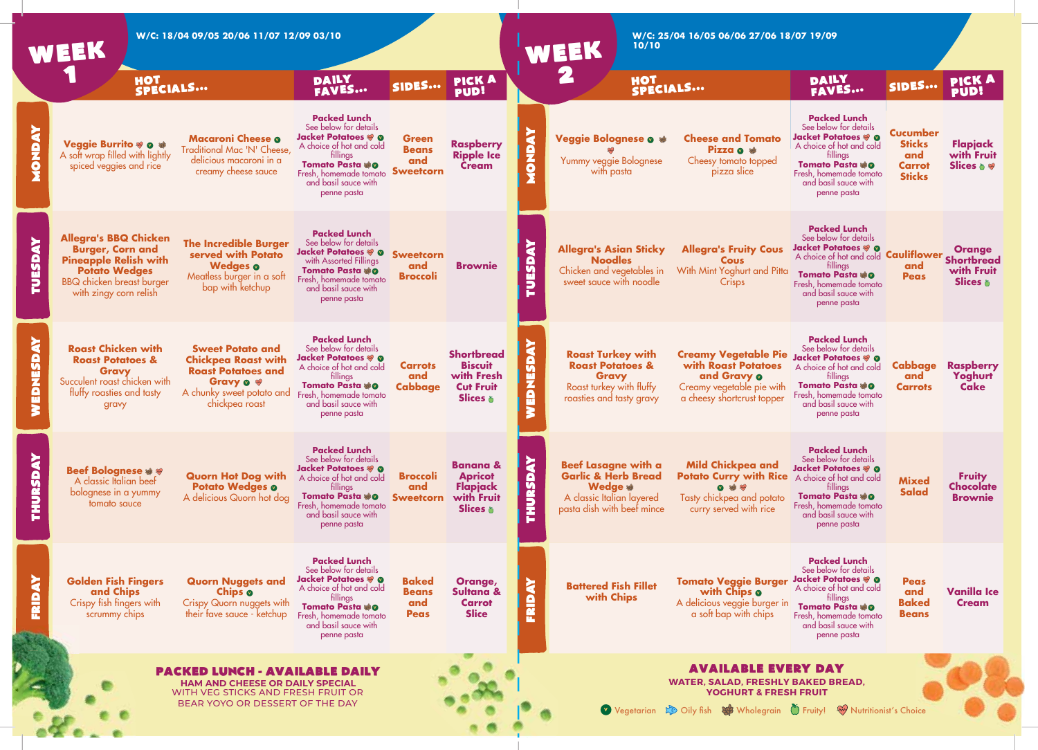# WEEK 1

W/C: 18/04 09/05 20/06 11/07 12/09 03/10

| | HOT SPECIALS... | | DAILY FAVES... | SIDES... | PICK A PUD! |
|---|---|---|---|---|---|
| MONDAY | **Veggie Burrito** A soft wrap filled with lightly spiced veggies and rice | **Macaroni Cheese** Traditional Mac 'N' Cheese, delicious macaroni in a creamy cheese sauce | **Packed Lunch** See below for details **Jacket Potatoes** A choice of hot and cold fillings **Tomato Pasta** Fresh, homemade tomato and basil sauce with penne pasta | **Green Beans and Sweetcorn** | **Raspberry Ripple Ice Cream** |
| TUESDAY | **Allegra's BBQ Chicken Burger, Corn and Pineapple Relish with Potato Wedges** BBQ chicken breast burger with zingy corn relish | **The Incredible Burger served with Potato Wedges** Meatless burger in a soft bap with ketchup | **Packed Lunch** See below for details **Jacket Potatoes** with Assorted Fillings **Tomato Pasta** Fresh, homemade tomato and basil sauce with penne pasta | **Sweetcorn and Broccoli** | **Brownie** |
| WEDNESDAY | **Roast Chicken with Roast Potatoes & Gravy** Succulent roast chicken with fluffy roasties and tasty gravy | **Sweet Potato and Chickpea Roast with Roast Potatoes and Gravy** A chunky sweet potato and chickpea roast | **Packed Lunch** See below for details **Jacket Potatoes** A choice of hot and cold fillings **Tomato Pasta** Fresh, homemade tomato and basil sauce with penne pasta | **Carrots and Cabbage** | **Shortbread Biscuit with Fresh Cut Fruit Slices** |
| THURSDAY | **Beef Bolognese** A classic Italian beef bolognese in a yummy tomato sauce | **Quorn Hot Dog with Potato Wedges** A delicious Quorn hot dog | **Packed Lunch** See below for details **Jacket Potatoes** A choice of hot and cold fillings **Tomato Pasta** Fresh, homemade tomato and basil sauce with penne pasta | **Broccoli and Sweetcorn** | **Banana & Apricot Flapjack with Fruit Slices** |
| FRIDAY | **Golden Fish Fingers and Chips** Crispy fish fingers with scrummy chips | **Quorn Nuggets and Chips** Crispy Quorn nuggets with their fave sauce - ketchup | **Packed Lunch** See below for details **Jacket Potatoes** A choice of hot and cold fillings **Tomato Pasta** Fresh, homemade tomato and basil sauce with penne pasta | **Baked Beans and Peas** | **Orange, Sultana & Carrot Slice** |

## PACKED LUNCH - AVAILABLE DAILY

**HAM AND CHEESE OR DAILY SPECIAL**
WITH VEG STICKS AND FRESH FRUIT OR BEAR YOYO OR DESSERT OF THE DAY

# WEEK 2

W/C: 25/04 16/05 06/06 27/06 18/07 19/09 10/10

| | HOT SPECIALS... | | DAILY FAVES... | SIDES... | PICK A PUD! |
|---|---|---|---|---|---|
| MONDAY | **Veggie Bolognese** Yummy veggie Bolognese with pasta | **Cheese and Tomato Pizza** Cheesy tomato topped pizza slice | **Packed Lunch** See below for details **Jacket Potatoes** A choice of hot and cold fillings **Tomato Pasta** Fresh, homemade tomato and basil sauce with penne pasta | **Cucumber Sticks and Carrot Sticks** | **Flapjack with Fruit Slices** |
| TUESDAY | **Allegra's Asian Sticky Noodles** Chicken and vegetables in sweet sauce with noodle | **Allegra's Fruity Cous Cous** With Mint Yoghurt and Pitta Crisps | **Packed Lunch** See below for details **Jacket Potatoes** A choice of hot and cold fillings **Tomato Pasta** Fresh, homemade tomato and basil sauce with penne pasta | **Cauliflower and Peas** | **Orange Shortbread with Fruit Slices** |
| WEDNESDAY | **Roast Turkey with Roast Potatoes & Gravy** Roast turkey with fluffy roasties and tasty gravy | **Creamy Vegetable Pie with Roast Potatoes and Gravy** Creamy vegetable pie with a cheesy shortcrust topper | **Packed Lunch** See below for details **Jacket Potatoes** A choice of hot and cold fillings **Tomato Pasta** Fresh, homemade tomato and basil sauce with penne pasta | **Cabbage and Carrots** | **Raspberry Yoghurt Cake** |
| THURSDAY | **Beef Lasagne with a Garlic & Herb Bread Wedge** A classic Italian layered pasta dish with beef mince | **Mild Chickpea and Potato Curry with Rice** Tasty chickpea and potato curry served with rice | **Packed Lunch** See below for details **Jacket Potatoes** A choice of hot and cold fillings **Tomato Pasta** Fresh, homemade tomato and basil sauce with penne pasta | **Mixed Salad** | **Fruity Chocolate Brownie** |
| FRIDAY | **Battered Fish Fillet with Chips** | **Tomato Veggie Burger with Chips** A delicious veggie burger in a soft bap with chips | **Packed Lunch** See below for details **Jacket Potatoes** A choice of hot and cold fillings **Tomato Pasta** Fresh, homemade tomato and basil sauce with penne pasta | **Peas and Baked Beans** | **Vanilla Ice Cream** |

## AVAILABLE EVERY DAY

**WATER, SALAD, FRESHLY BAKED BREAD, YOGHURT & FRESH FRUIT**

Vegetarian · Oily fish · Wholegrain · Fruity! · Nutritionist's Choice